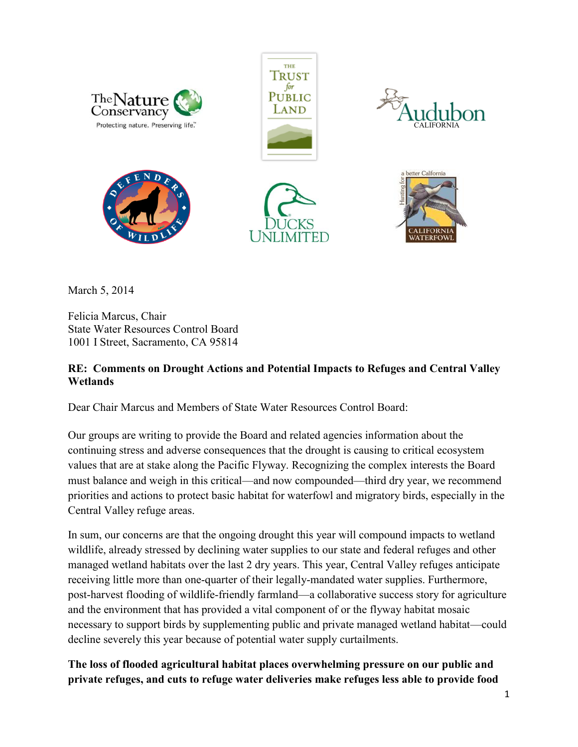March 5, 2014

Felicia Marcus, Chair
State Water Resources Control Board
1001 I Street, Sacramento, CA 95814

**RE: Comments on Drought Actions and Potential Impacts to Refuges and Central Valley Wetlands**

Dear Chair Marcus and Members of State Water Resources Control Board:

Our groups are writing to provide the Board and related agencies information about the continuing stress and adverse consequences that the drought is causing to critical ecosystem values that are at stake along the Pacific Flyway. Recognizing the complex interests the Board must balance and weigh in this critical—and now compounded—third dry year, we recommend priorities and actions to protect basic habitat for waterfowl and migratory birds, especially in the Central Valley refuge areas.

In sum, our concerns are that the ongoing drought this year will compound impacts to wetland wildlife, already stressed by declining water supplies to our state and federal refuges and other managed wetland habitats over the last 2 dry years. This year, Central Valley refuges anticipate receiving little more than one-quarter of their legally-mandated water supplies. Furthermore, post-harvest flooding of wildlife-friendly farmland—a collaborative success story for agriculture and the environment that has provided a vital component of or the flyway habitat mosaic necessary to support birds by supplementing public and private managed wetland habitat—could decline severely this year because of potential water supply curtailments.

**The loss of flooded agricultural habitat places overwhelming pressure on our public and private refuges, and cuts to refuge water deliveries make refuges less able to provide food**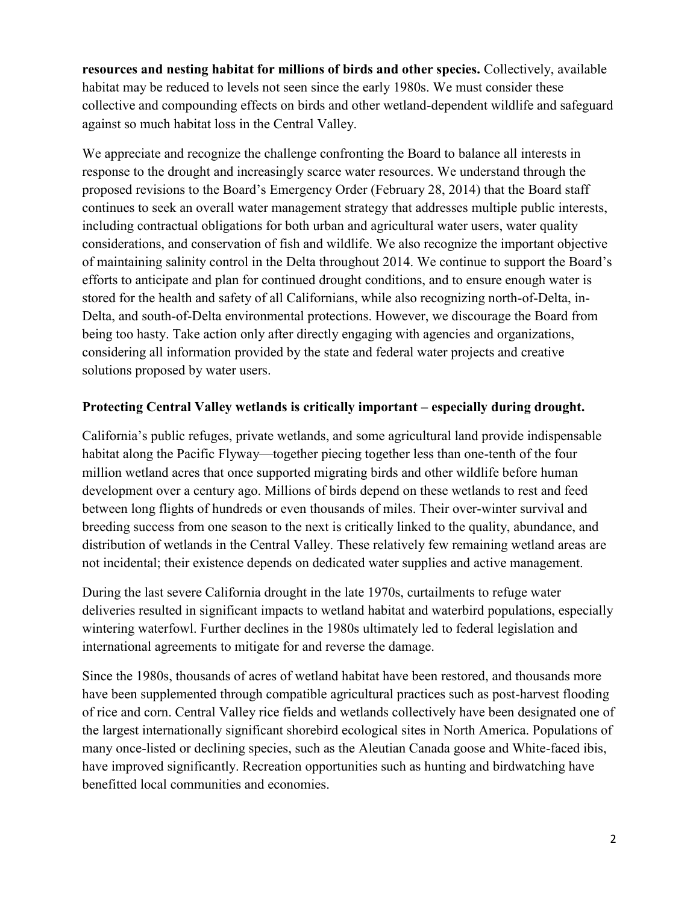**resources and nesting habitat for millions of birds and other species.** Collectively, available habitat may be reduced to levels not seen since the early 1980s. We must consider these collective and compounding effects on birds and other wetland-dependent wildlife and safeguard against so much habitat loss in the Central Valley.

We appreciate and recognize the challenge confronting the Board to balance all interests in response to the drought and increasingly scarce water resources. We understand through the proposed revisions to the Board's Emergency Order (February 28, 2014) that the Board staff continues to seek an overall water management strategy that addresses multiple public interests, including contractual obligations for both urban and agricultural water users, water quality considerations, and conservation of fish and wildlife. We also recognize the important objective of maintaining salinity control in the Delta throughout 2014. We continue to support the Board's efforts to anticipate and plan for continued drought conditions, and to ensure enough water is stored for the health and safety of all Californians, while also recognizing north-of-Delta, in-Delta, and south-of-Delta environmental protections. However, we discourage the Board from being too hasty. Take action only after directly engaging with agencies and organizations, considering all information provided by the state and federal water projects and creative solutions proposed by water users.

**Protecting Central Valley wetlands is critically important – especially during drought.**

California's public refuges, private wetlands, and some agricultural land provide indispensable habitat along the Pacific Flyway—together piecing together less than one-tenth of the four million wetland acres that once supported migrating birds and other wildlife before human development over a century ago. Millions of birds depend on these wetlands to rest and feed between long flights of hundreds or even thousands of miles. Their over-winter survival and breeding success from one season to the next is critically linked to the quality, abundance, and distribution of wetlands in the Central Valley. These relatively few remaining wetland areas are not incidental; their existence depends on dedicated water supplies and active management.

During the last severe California drought in the late 1970s, curtailments to refuge water deliveries resulted in significant impacts to wetland habitat and waterbird populations, especially wintering waterfowl. Further declines in the 1980s ultimately led to federal legislation and international agreements to mitigate for and reverse the damage.

Since the 1980s, thousands of acres of wetland habitat have been restored, and thousands more have been supplemented through compatible agricultural practices such as post-harvest flooding of rice and corn. Central Valley rice fields and wetlands collectively have been designated one of the largest internationally significant shorebird ecological sites in North America. Populations of many once-listed or declining species, such as the Aleutian Canada goose and White-faced ibis, have improved significantly. Recreation opportunities such as hunting and birdwatching have benefitted local communities and economies.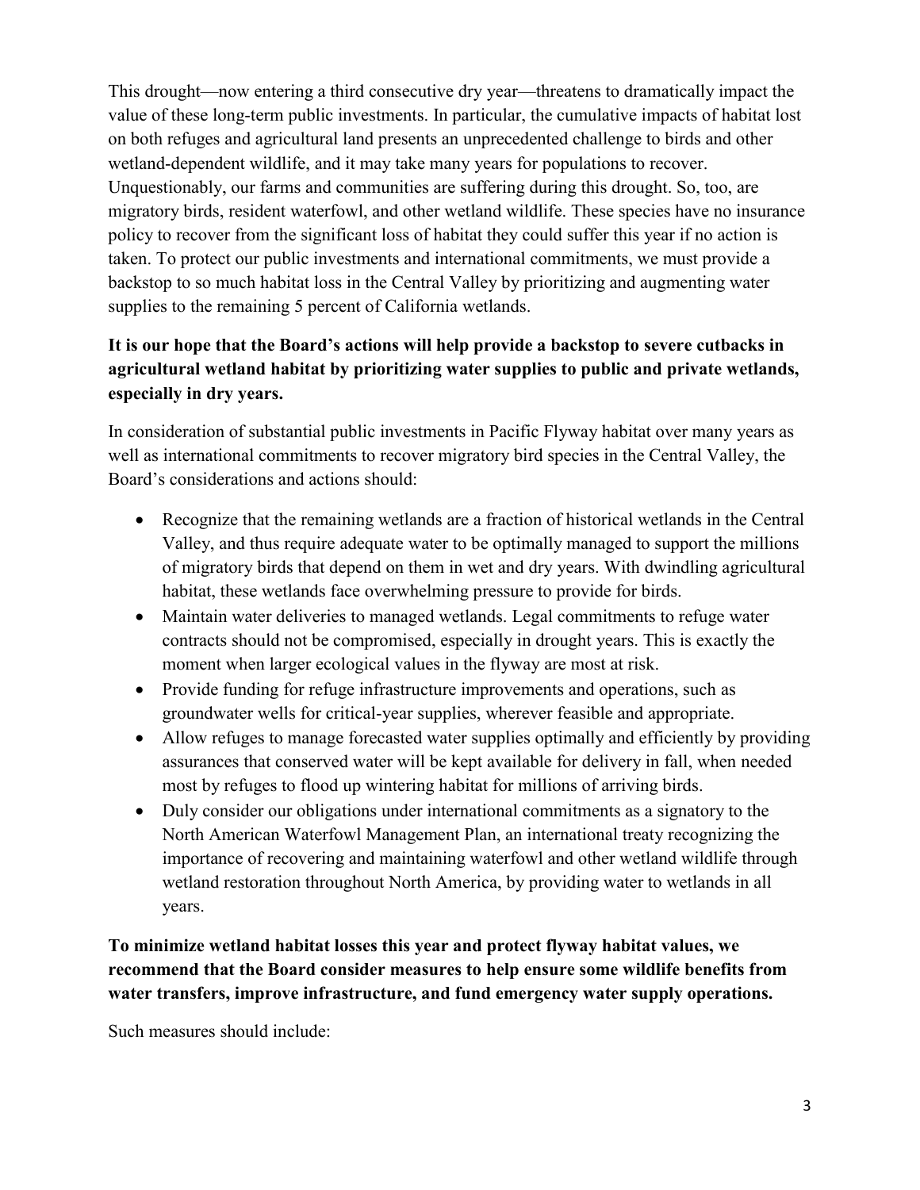This drought—now entering a third consecutive dry year—threatens to dramatically impact the value of these long-term public investments. In particular, the cumulative impacts of habitat lost on both refuges and agricultural land presents an unprecedented challenge to birds and other wetland-dependent wildlife, and it may take many years for populations to recover. Unquestionably, our farms and communities are suffering during this drought. So, too, are migratory birds, resident waterfowl, and other wetland wildlife. These species have no insurance policy to recover from the significant loss of habitat they could suffer this year if no action is taken. To protect our public investments and international commitments, we must provide a backstop to so much habitat loss in the Central Valley by prioritizing and augmenting water supplies to the remaining 5 percent of California wetlands.

**It is our hope that the Board's actions will help provide a backstop to severe cutbacks in agricultural wetland habitat by prioritizing water supplies to public and private wetlands, especially in dry years.**

In consideration of substantial public investments in Pacific Flyway habitat over many years as well as international commitments to recover migratory bird species in the Central Valley, the Board's considerations and actions should:

- Recognize that the remaining wetlands are a fraction of historical wetlands in the Central Valley, and thus require adequate water to be optimally managed to support the millions of migratory birds that depend on them in wet and dry years. With dwindling agricultural habitat, these wetlands face overwhelming pressure to provide for birds.
- Maintain water deliveries to managed wetlands. Legal commitments to refuge water contracts should not be compromised, especially in drought years. This is exactly the moment when larger ecological values in the flyway are most at risk.
- Provide funding for refuge infrastructure improvements and operations, such as groundwater wells for critical-year supplies, wherever feasible and appropriate.
- Allow refuges to manage forecasted water supplies optimally and efficiently by providing assurances that conserved water will be kept available for delivery in fall, when needed most by refuges to flood up wintering habitat for millions of arriving birds.
- Duly consider our obligations under international commitments as a signatory to the North American Waterfowl Management Plan, an international treaty recognizing the importance of recovering and maintaining waterfowl and other wetland wildlife through wetland restoration throughout North America, by providing water to wetlands in all years.

**To minimize wetland habitat losses this year and protect flyway habitat values, we recommend that the Board consider measures to help ensure some wildlife benefits from water transfers, improve infrastructure, and fund emergency water supply operations.**

Such measures should include: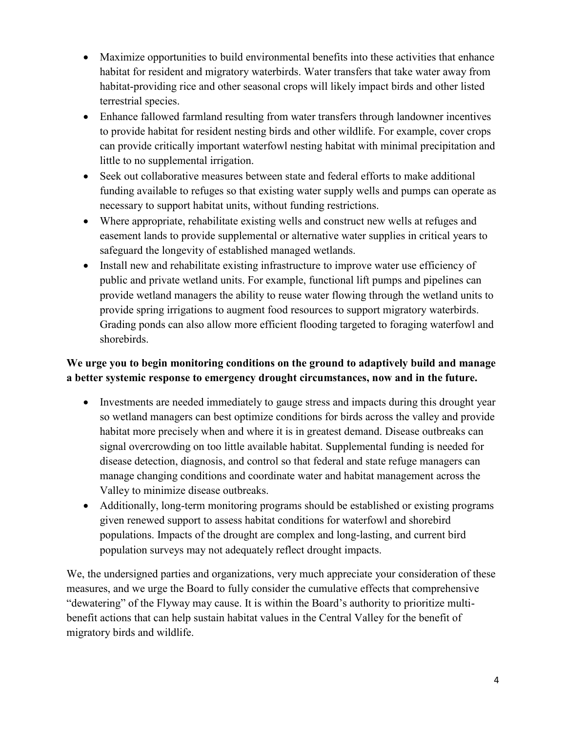- Maximize opportunities to build environmental benefits into these activities that enhance habitat for resident and migratory waterbirds. Water transfers that take water away from habitat-providing rice and other seasonal crops will likely impact birds and other listed terrestrial species.
- Enhance fallowed farmland resulting from water transfers through landowner incentives to provide habitat for resident nesting birds and other wildlife. For example, cover crops can provide critically important waterfowl nesting habitat with minimal precipitation and little to no supplemental irrigation.
- Seek out collaborative measures between state and federal efforts to make additional funding available to refuges so that existing water supply wells and pumps can operate as necessary to support habitat units, without funding restrictions.
- Where appropriate, rehabilitate existing wells and construct new wells at refuges and easement lands to provide supplemental or alternative water supplies in critical years to safeguard the longevity of established managed wetlands.
- Install new and rehabilitate existing infrastructure to improve water use efficiency of public and private wetland units. For example, functional lift pumps and pipelines can provide wetland managers the ability to reuse water flowing through the wetland units to provide spring irrigations to augment food resources to support migratory waterbirds. Grading ponds can also allow more efficient flooding targeted to foraging waterfowl and shorebirds.

**We urge you to begin monitoring conditions on the ground to adaptively build and manage a better systemic response to emergency drought circumstances, now and in the future.**

- Investments are needed immediately to gauge stress and impacts during this drought year so wetland managers can best optimize conditions for birds across the valley and provide habitat more precisely when and where it is in greatest demand. Disease outbreaks can signal overcrowding on too little available habitat. Supplemental funding is needed for disease detection, diagnosis, and control so that federal and state refuge managers can manage changing conditions and coordinate water and habitat management across the Valley to minimize disease outbreaks.
- Additionally, long-term monitoring programs should be established or existing programs given renewed support to assess habitat conditions for waterfowl and shorebird populations. Impacts of the drought are complex and long-lasting, and current bird population surveys may not adequately reflect drought impacts.

We, the undersigned parties and organizations, very much appreciate your consideration of these measures, and we urge the Board to fully consider the cumulative effects that comprehensive "dewatering" of the Flyway may cause. It is within the Board's authority to prioritize multi-benefit actions that can help sustain habitat values in the Central Valley for the benefit of migratory birds and wildlife.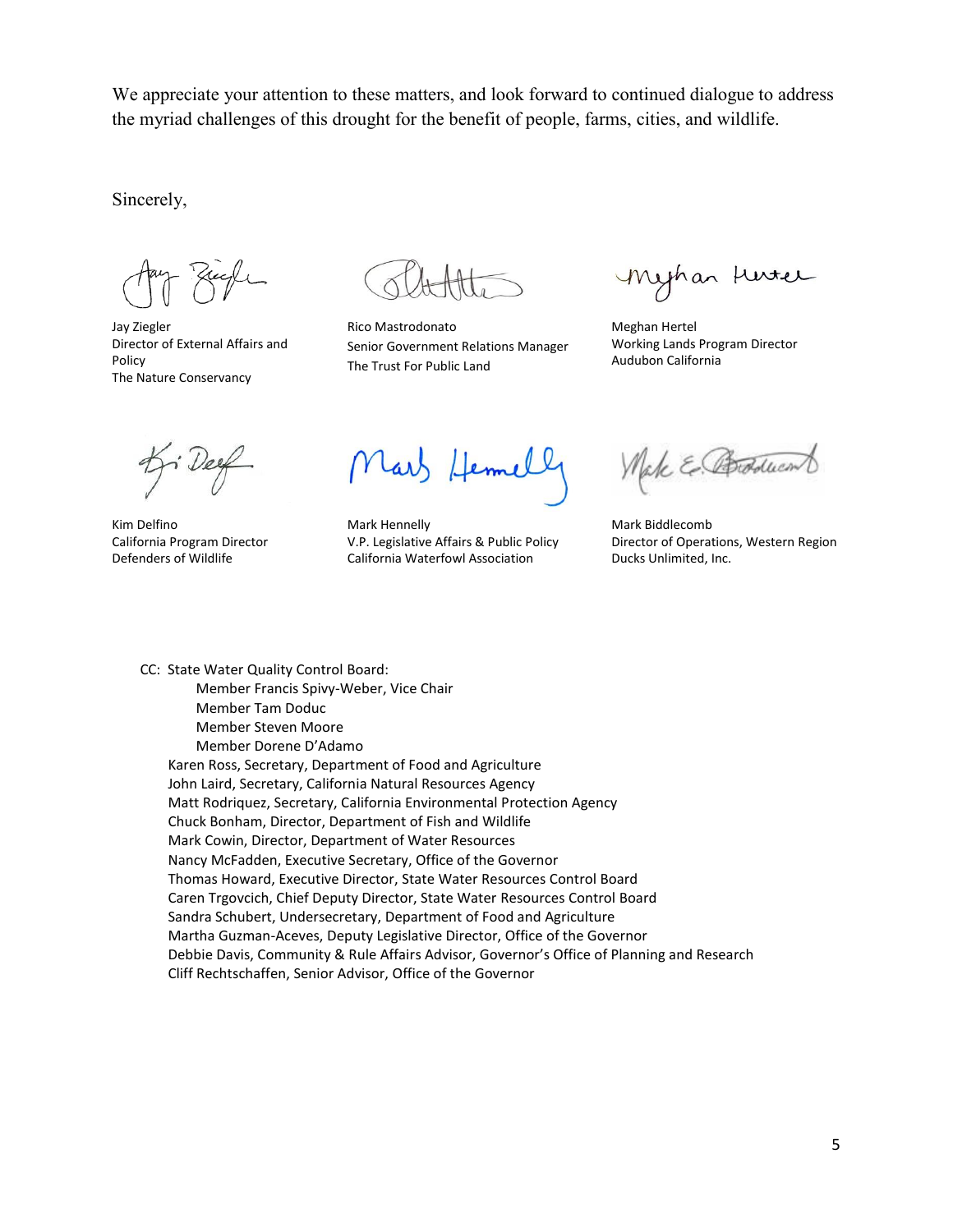We appreciate your attention to these matters, and look forward to continued dialogue to address the myriad challenges of this drought for the benefit of people, farms, cities, and wildlife.

Sincerely,

Jay Ziegler
Director of External Affairs and Policy
The Nature Conservancy

Rico Mastrodonato
Senior Government Relations Manager
The Trust For Public Land

Meghan Hertel
Working Lands Program Director
Audubon California

Kim Delfino
California Program Director
Defenders of Wildlife

Mark Hennelly
V.P. Legislative Affairs & Public Policy
California Waterfowl Association

Mark Biddlecomb
Director of Operations, Western Region
Ducks Unlimited, Inc.

CC: State Water Quality Control Board:
- Member Francis Spivy-Weber, Vice Chair
- Member Tam Doduc
- Member Steven Moore
- Member Dorene D'Adamo

Karen Ross, Secretary, Department of Food and Agriculture
John Laird, Secretary, California Natural Resources Agency
Matt Rodriquez, Secretary, California Environmental Protection Agency
Chuck Bonham, Director, Department of Fish and Wildlife
Mark Cowin, Director, Department of Water Resources
Nancy McFadden, Executive Secretary, Office of the Governor
Thomas Howard, Executive Director, State Water Resources Control Board
Caren Trgovcich, Chief Deputy Director, State Water Resources Control Board
Sandra Schubert, Undersecretary, Department of Food and Agriculture
Martha Guzman-Aceves, Deputy Legislative Director, Office of the Governor
Debbie Davis, Community & Rule Affairs Advisor, Governor's Office of Planning and Research
Cliff Rechtschaffen, Senior Advisor, Office of the Governor